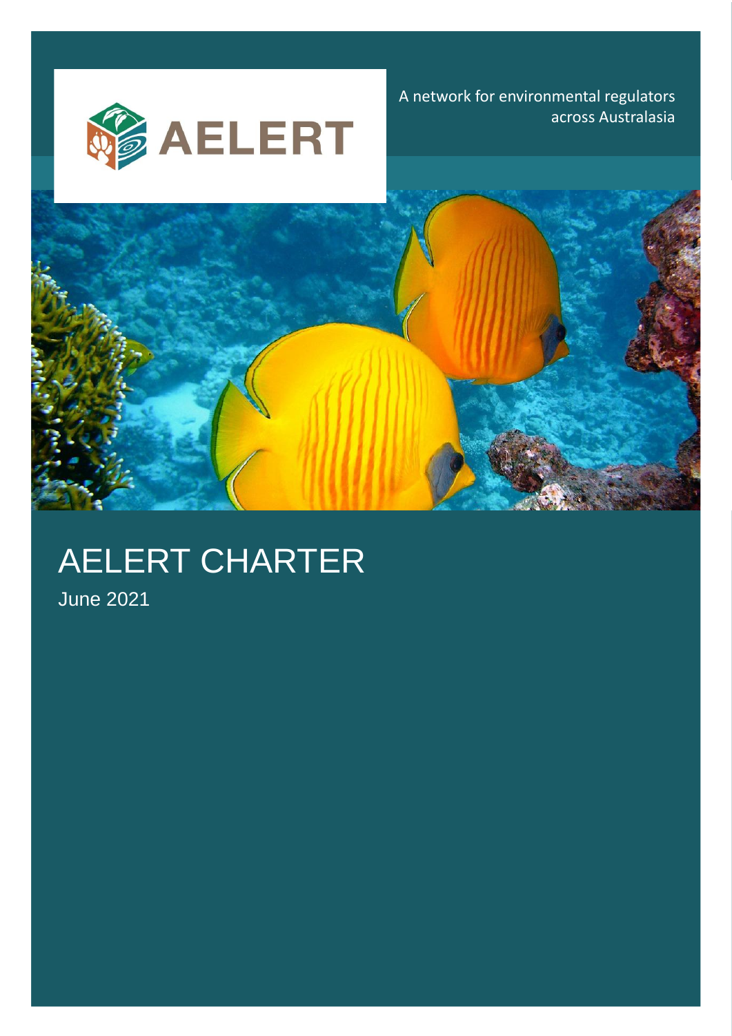AELERT

A network for environmental regulators across Australasia

# AELERT CHARTER

June 2021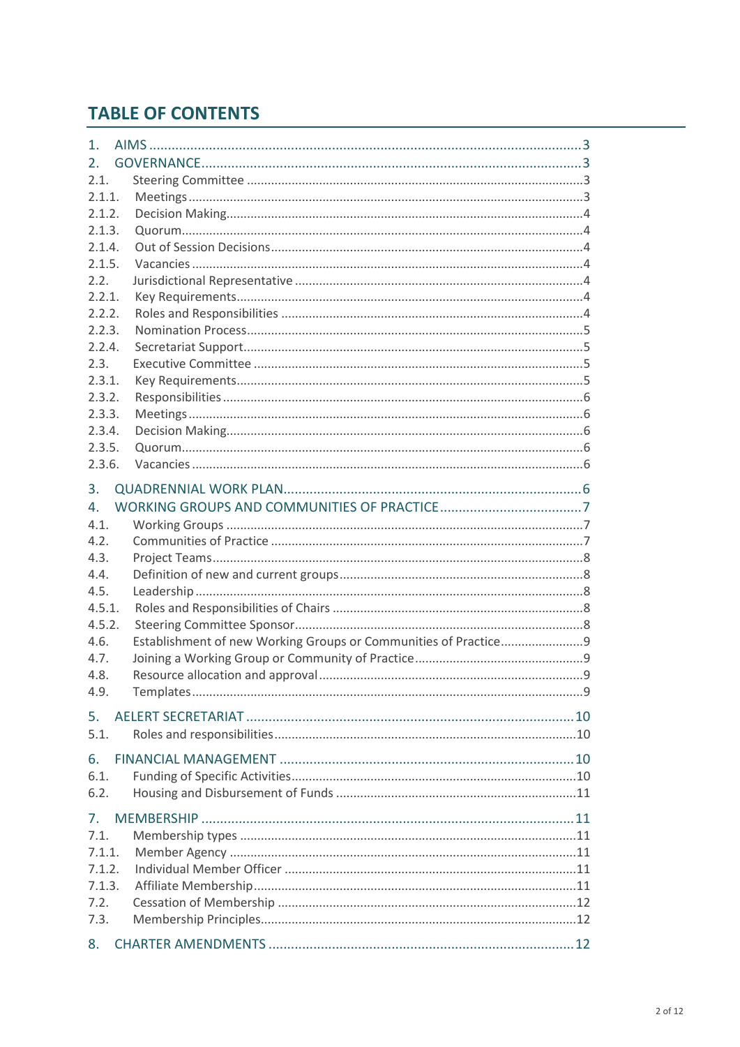# TABLE OF CONTENTS

1. AIMS ..... 3
2. GOVERNANCE ..... 3
2.1. Steering Committee ..... 3
2.1.1. Meetings ..... 3
2.1.2. Decision Making ..... 4
2.1.3. Quorum ..... 4
2.1.4. Out of Session Decisions ..... 4
2.1.5. Vacancies ..... 4
2.2. Jurisdictional Representative ..... 4
2.2.1. Key Requirements ..... 4
2.2.2. Roles and Responsibilities ..... 4
2.2.3. Nomination Process ..... 5
2.2.4. Secretariat Support ..... 5
2.3. Executive Committee ..... 5
2.3.1. Key Requirements ..... 5
2.3.2. Responsibilities ..... 6
2.3.3. Meetings ..... 6
2.3.4. Decision Making ..... 6
2.3.5. Quorum ..... 6
2.3.6. Vacancies ..... 6

3. QUADRENNIAL WORK PLAN ..... 6
4. WORKING GROUPS AND COMMUNITIES OF PRACTICE ..... 7
4.1. Working Groups ..... 7
4.2. Communities of Practice ..... 7
4.3. Project Teams ..... 8
4.4. Definition of new and current groups ..... 8
4.5. Leadership ..... 8
4.5.1. Roles and Responsibilities of Chairs ..... 8
4.5.2. Steering Committee Sponsor ..... 8
4.6. Establishment of new Working Groups or Communities of Practice ..... 9
4.7. Joining a Working Group or Community of Practice ..... 9
4.8. Resource allocation and approval ..... 9
4.9. Templates ..... 9

5. AELERT SECRETARIAT ..... 10
5.1. Roles and responsibilities ..... 10

6. FINANCIAL MANAGEMENT ..... 10
6.1. Funding of Specific Activities ..... 10
6.2. Housing and Disbursement of Funds ..... 11

7. MEMBERSHIP ..... 11
7.1. Membership types ..... 11
7.1.1. Member Agency ..... 11
7.1.2. Individual Member Officer ..... 11
7.1.3. Affiliate Membership ..... 11
7.2. Cessation of Membership ..... 12
7.3. Membership Principles ..... 12

8. CHARTER AMENDMENTS ..... 12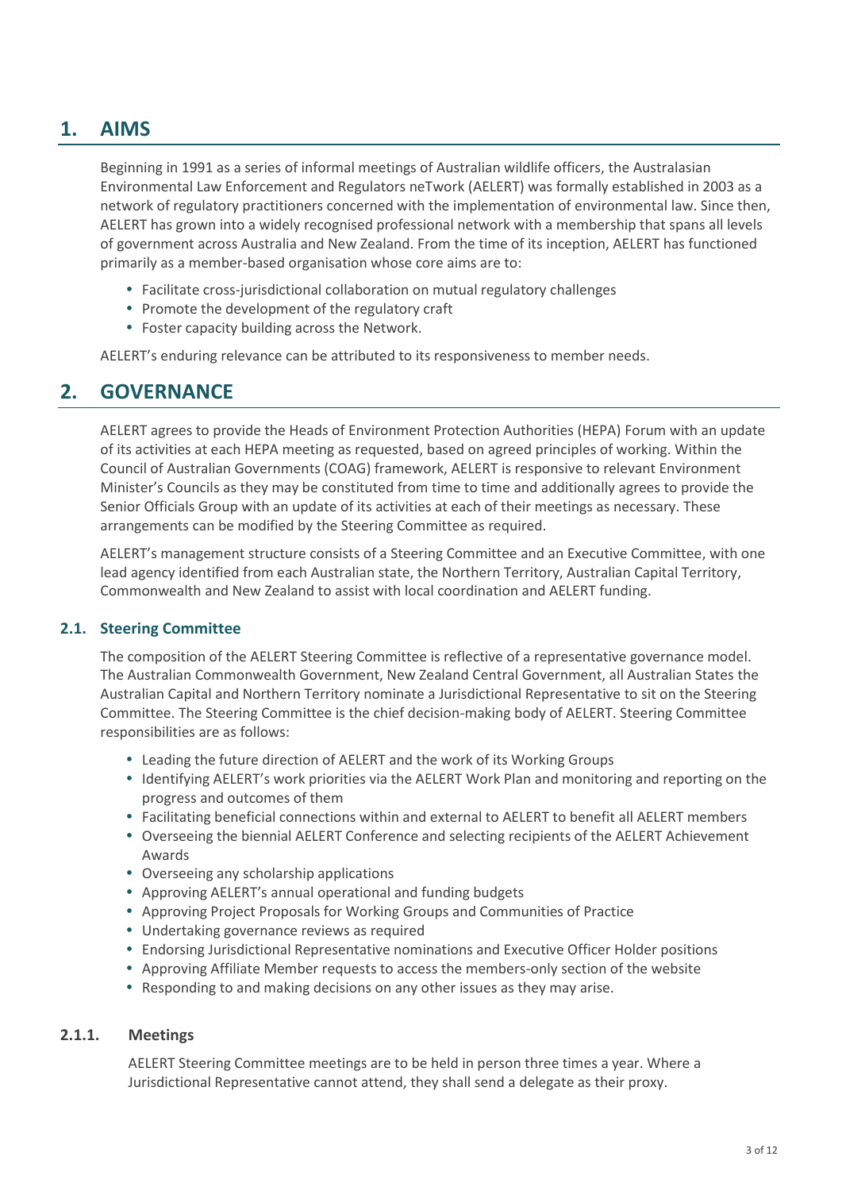# 1. AIMS

Beginning in 1991 as a series of informal meetings of Australian wildlife officers, the Australasian Environmental Law Enforcement and Regulators neTwork (AELERT) was formally established in 2003 as a network of regulatory practitioners concerned with the implementation of environmental law. Since then, AELERT has grown into a widely recognised professional network with a membership that spans all levels of government across Australia and New Zealand. From the time of its inception, AELERT has functioned primarily as a member-based organisation whose core aims are to:

- Facilitate cross-jurisdictional collaboration on mutual regulatory challenges
- Promote the development of the regulatory craft
- Foster capacity building across the Network.

AELERT's enduring relevance can be attributed to its responsiveness to member needs.

# 2. GOVERNANCE

AELERT agrees to provide the Heads of Environment Protection Authorities (HEPA) Forum with an update of its activities at each HEPA meeting as requested, based on agreed principles of working. Within the Council of Australian Governments (COAG) framework, AELERT is responsive to relevant Environment Minister's Councils as they may be constituted from time to time and additionally agrees to provide the Senior Officials Group with an update of its activities at each of their meetings as necessary. These arrangements can be modified by the Steering Committee as required.

AELERT's management structure consists of a Steering Committee and an Executive Committee, with one lead agency identified from each Australian state, the Northern Territory, Australian Capital Territory, Commonwealth and New Zealand to assist with local coordination and AELERT funding.

## 2.1. Steering Committee

The composition of the AELERT Steering Committee is reflective of a representative governance model. The Australian Commonwealth Government, New Zealand Central Government, all Australian States the Australian Capital and Northern Territory nominate a Jurisdictional Representative to sit on the Steering Committee. The Steering Committee is the chief decision-making body of AELERT. Steering Committee responsibilities are as follows:

- Leading the future direction of AELERT and the work of its Working Groups
- Identifying AELERT's work priorities via the AELERT Work Plan and monitoring and reporting on the progress and outcomes of them
- Facilitating beneficial connections within and external to AELERT to benefit all AELERT members
- Overseeing the biennial AELERT Conference and selecting recipients of the AELERT Achievement Awards
- Overseeing any scholarship applications
- Approving AELERT's annual operational and funding budgets
- Approving Project Proposals for Working Groups and Communities of Practice
- Undertaking governance reviews as required
- Endorsing Jurisdictional Representative nominations and Executive Officer Holder positions
- Approving Affiliate Member requests to access the members-only section of the website
- Responding to and making decisions on any other issues as they may arise.

### 2.1.1. Meetings

AELERT Steering Committee meetings are to be held in person three times a year. Where a Jurisdictional Representative cannot attend, they shall send a delegate as their proxy.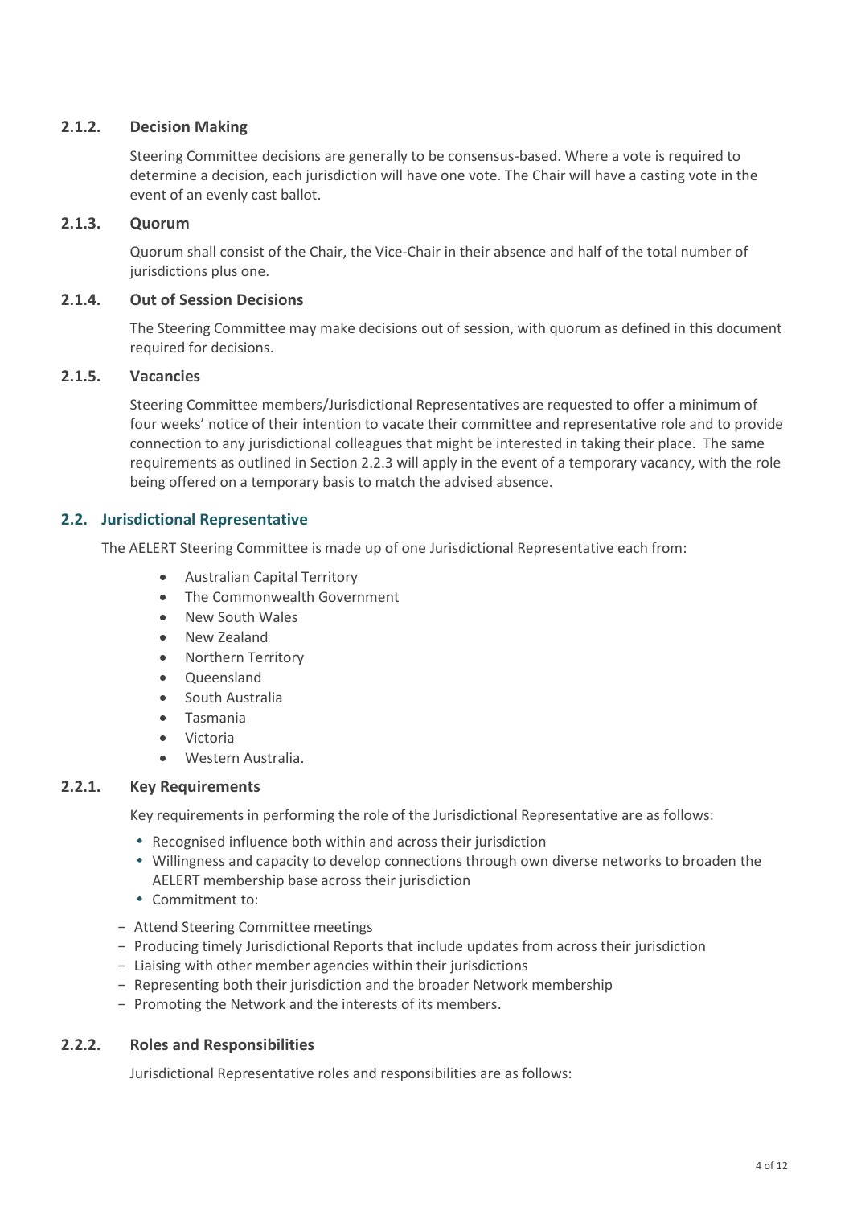### 2.1.2. Decision Making

Steering Committee decisions are generally to be consensus-based. Where a vote is required to determine a decision, each jurisdiction will have one vote. The Chair will have a casting vote in the event of an evenly cast ballot.

### 2.1.3. Quorum

Quorum shall consist of the Chair, the Vice-Chair in their absence and half of the total number of jurisdictions plus one.

### 2.1.4. Out of Session Decisions

The Steering Committee may make decisions out of session, with quorum as defined in this document required for decisions.

### 2.1.5. Vacancies

Steering Committee members/Jurisdictional Representatives are requested to offer a minimum of four weeks' notice of their intention to vacate their committee and representative role and to provide connection to any jurisdictional colleagues that might be interested in taking their place. The same requirements as outlined in Section 2.2.3 will apply in the event of a temporary vacancy, with the role being offered on a temporary basis to match the advised absence.

## 2.2. Jurisdictional Representative

The AELERT Steering Committee is made up of one Jurisdictional Representative each from:

- Australian Capital Territory
- The Commonwealth Government
- New South Wales
- New Zealand
- Northern Territory
- Queensland
- South Australia
- Tasmania
- Victoria
- Western Australia.

### 2.2.1. Key Requirements

Key requirements in performing the role of the Jurisdictional Representative are as follows:

- Recognised influence both within and across their jurisdiction
- Willingness and capacity to develop connections through own diverse networks to broaden the AELERT membership base across their jurisdiction
- Commitment to:

- Attend Steering Committee meetings
- Producing timely Jurisdictional Reports that include updates from across their jurisdiction
- Liaising with other member agencies within their jurisdictions
- Representing both their jurisdiction and the broader Network membership
- Promoting the Network and the interests of its members.

### 2.2.2. Roles and Responsibilities

Jurisdictional Representative roles and responsibilities are as follows: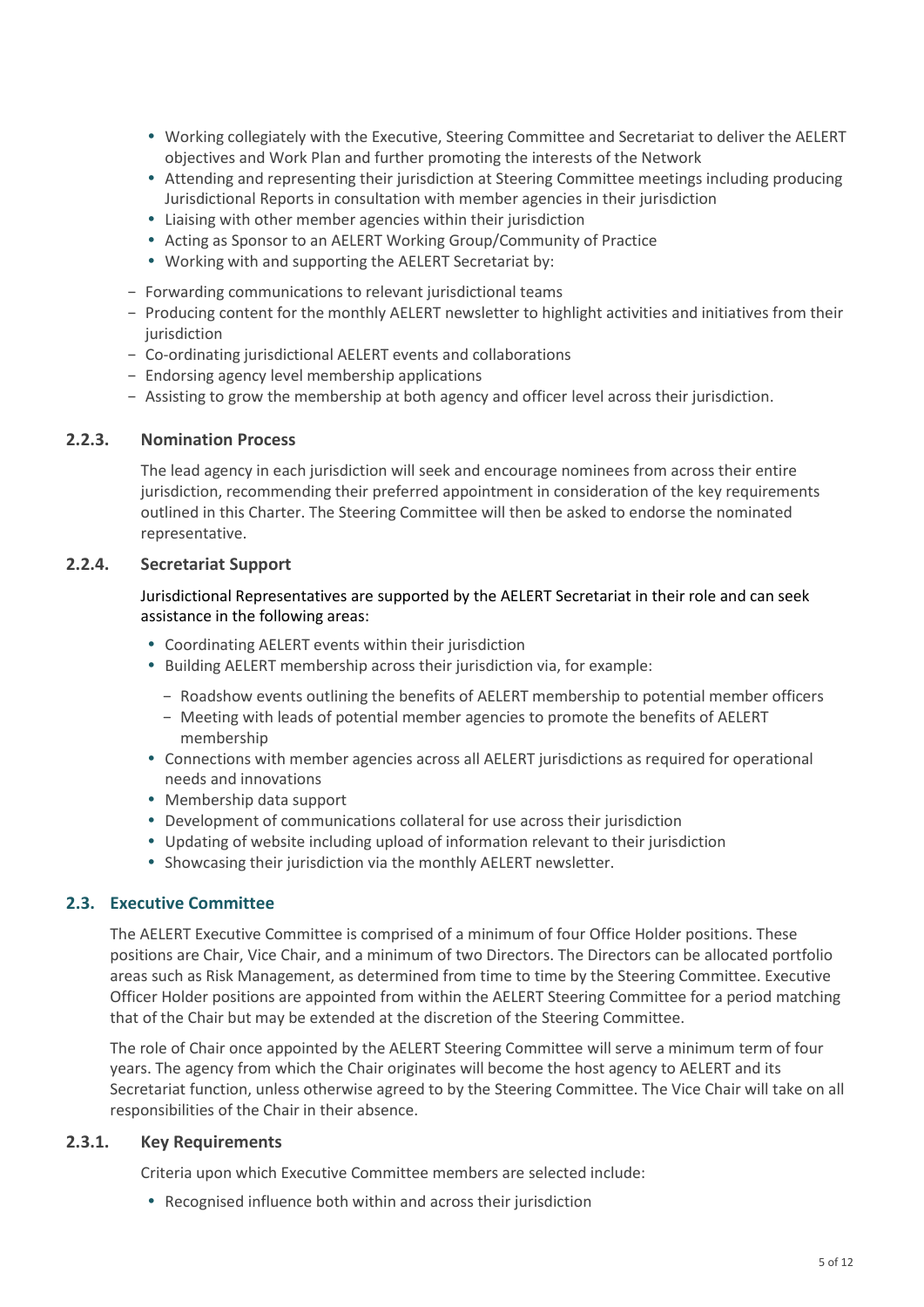- Working collegiately with the Executive, Steering Committee and Secretariat to deliver the AELERT objectives and Work Plan and further promoting the interests of the Network
- Attending and representing their jurisdiction at Steering Committee meetings including producing Jurisdictional Reports in consultation with member agencies in their jurisdiction
- Liaising with other member agencies within their jurisdiction
- Acting as Sponsor to an AELERT Working Group/Community of Practice
- Working with and supporting the AELERT Secretariat by:

- Forwarding communications to relevant jurisdictional teams
- Producing content for the monthly AELERT newsletter to highlight activities and initiatives from their jurisdiction
- Co-ordinating jurisdictional AELERT events and collaborations
- Endorsing agency level membership applications
- Assisting to grow the membership at both agency and officer level across their jurisdiction.

#### 2.2.3. Nomination Process

The lead agency in each jurisdiction will seek and encourage nominees from across their entire jurisdiction, recommending their preferred appointment in consideration of the key requirements outlined in this Charter. The Steering Committee will then be asked to endorse the nominated representative.

#### 2.2.4. Secretariat Support

Jurisdictional Representatives are supported by the AELERT Secretariat in their role and can seek assistance in the following areas:

- Coordinating AELERT events within their jurisdiction
- Building AELERT membership across their jurisdiction via, for example:
  - Roadshow events outlining the benefits of AELERT membership to potential member officers
  - Meeting with leads of potential member agencies to promote the benefits of AELERT membership
- Connections with member agencies across all AELERT jurisdictions as required for operational needs and innovations
- Membership data support
- Development of communications collateral for use across their jurisdiction
- Updating of website including upload of information relevant to their jurisdiction
- Showcasing their jurisdiction via the monthly AELERT newsletter.

### 2.3. Executive Committee

The AELERT Executive Committee is comprised of a minimum of four Office Holder positions. These positions are Chair, Vice Chair, and a minimum of two Directors. The Directors can be allocated portfolio areas such as Risk Management, as determined from time to time by the Steering Committee. Executive Officer Holder positions are appointed from within the AELERT Steering Committee for a period matching that of the Chair but may be extended at the discretion of the Steering Committee.

The role of Chair once appointed by the AELERT Steering Committee will serve a minimum term of four years. The agency from which the Chair originates will become the host agency to AELERT and its Secretariat function, unless otherwise agreed to by the Steering Committee. The Vice Chair will take on all responsibilities of the Chair in their absence.

#### 2.3.1. Key Requirements

Criteria upon which Executive Committee members are selected include:

- Recognised influence both within and across their jurisdiction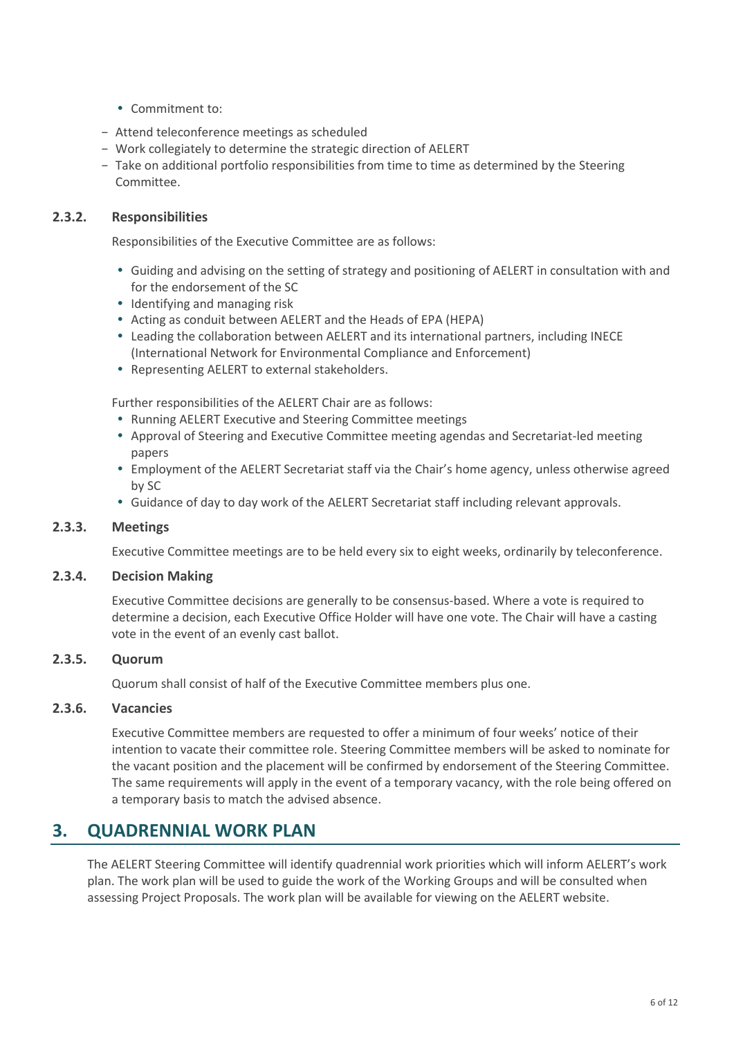- Commitment to:
  - Attend teleconference meetings as scheduled
  - Work collegiately to determine the strategic direction of AELERT
  - Take on additional portfolio responsibilities from time to time as determined by the Steering Committee.

### 2.3.2. Responsibilities

Responsibilities of the Executive Committee are as follows:

- Guiding and advising on the setting of strategy and positioning of AELERT in consultation with and for the endorsement of the SC
- Identifying and managing risk
- Acting as conduit between AELERT and the Heads of EPA (HEPA)
- Leading the collaboration between AELERT and its international partners, including INECE (International Network for Environmental Compliance and Enforcement)
- Representing AELERT to external stakeholders.

Further responsibilities of the AELERT Chair are as follows:

- Running AELERT Executive and Steering Committee meetings
- Approval of Steering and Executive Committee meeting agendas and Secretariat-led meeting papers
- Employment of the AELERT Secretariat staff via the Chair's home agency, unless otherwise agreed by SC
- Guidance of day to day work of the AELERT Secretariat staff including relevant approvals.

### 2.3.3. Meetings

Executive Committee meetings are to be held every six to eight weeks, ordinarily by teleconference.

### 2.3.4. Decision Making

Executive Committee decisions are generally to be consensus-based. Where a vote is required to determine a decision, each Executive Office Holder will have one vote. The Chair will have a casting vote in the event of an evenly cast ballot.

### 2.3.5. Quorum

Quorum shall consist of half of the Executive Committee members plus one.

### 2.3.6. Vacancies

Executive Committee members are requested to offer a minimum of four weeks' notice of their intention to vacate their committee role. Steering Committee members will be asked to nominate for the vacant position and the placement will be confirmed by endorsement of the Steering Committee. The same requirements will apply in the event of a temporary vacancy, with the role being offered on a temporary basis to match the advised absence.

## 3. QUADRENNIAL WORK PLAN

The AELERT Steering Committee will identify quadrennial work priorities which will inform AELERT's work plan. The work plan will be used to guide the work of the Working Groups and will be consulted when assessing Project Proposals. The work plan will be available for viewing on the AELERT website.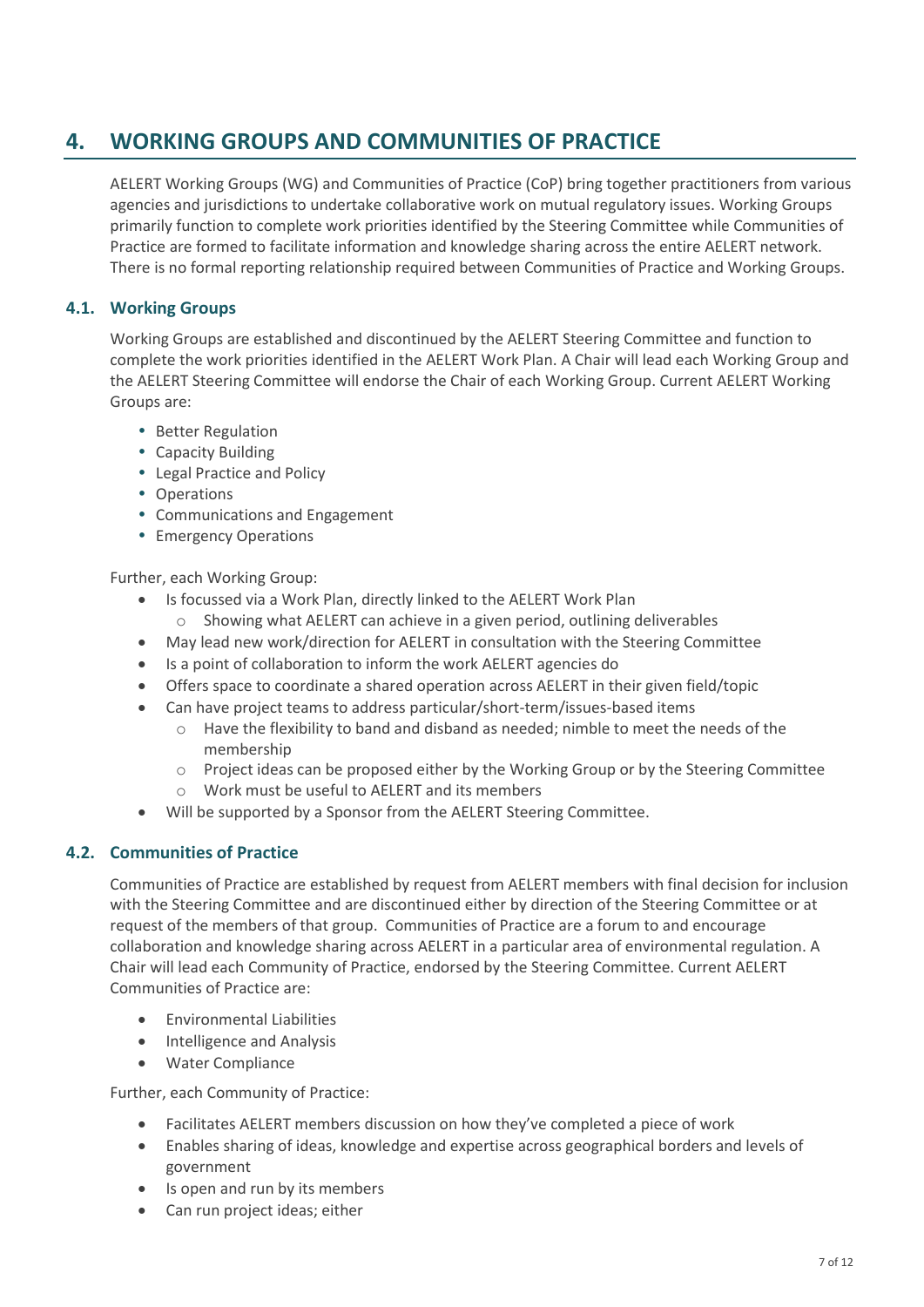# 4. WORKING GROUPS AND COMMUNITIES OF PRACTICE

AELERT Working Groups (WG) and Communities of Practice (CoP) bring together practitioners from various agencies and jurisdictions to undertake collaborative work on mutual regulatory issues. Working Groups primarily function to complete work priorities identified by the Steering Committee while Communities of Practice are formed to facilitate information and knowledge sharing across the entire AELERT network. There is no formal reporting relationship required between Communities of Practice and Working Groups.

## 4.1. Working Groups

Working Groups are established and discontinued by the AELERT Steering Committee and function to complete the work priorities identified in the AELERT Work Plan. A Chair will lead each Working Group and the AELERT Steering Committee will endorse the Chair of each Working Group. Current AELERT Working Groups are:

- Better Regulation
- Capacity Building
- Legal Practice and Policy
- Operations
- Communications and Engagement
- Emergency Operations

Further, each Working Group:

- Is focussed via a Work Plan, directly linked to the AELERT Work Plan
  - Showing what AELERT can achieve in a given period, outlining deliverables
- May lead new work/direction for AELERT in consultation with the Steering Committee
- Is a point of collaboration to inform the work AELERT agencies do
- Offers space to coordinate a shared operation across AELERT in their given field/topic
- Can have project teams to address particular/short-term/issues-based items
  - Have the flexibility to band and disband as needed; nimble to meet the needs of the membership
  - Project ideas can be proposed either by the Working Group or by the Steering Committee
  - Work must be useful to AELERT and its members
- Will be supported by a Sponsor from the AELERT Steering Committee.

## 4.2. Communities of Practice

Communities of Practice are established by request from AELERT members with final decision for inclusion with the Steering Committee and are discontinued either by direction of the Steering Committee or at request of the members of that group. Communities of Practice are a forum to and encourage collaboration and knowledge sharing across AELERT in a particular area of environmental regulation. A Chair will lead each Community of Practice, endorsed by the Steering Committee. Current AELERT Communities of Practice are:

- Environmental Liabilities
- Intelligence and Analysis
- Water Compliance

Further, each Community of Practice:

- Facilitates AELERT members discussion on how they've completed a piece of work
- Enables sharing of ideas, knowledge and expertise across geographical borders and levels of government
- Is open and run by its members
- Can run project ideas; either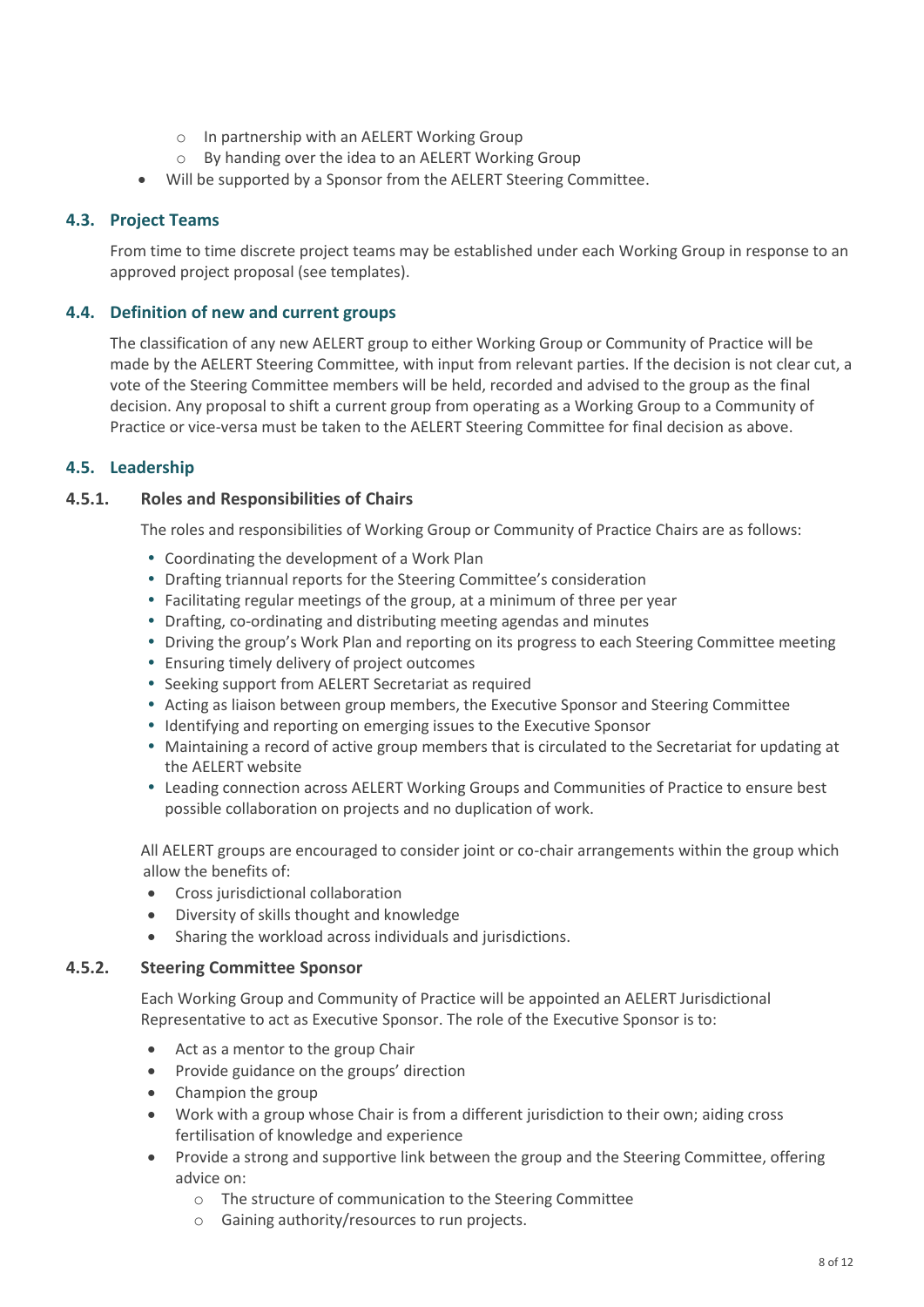- In partnership with an AELERT Working Group
  - By handing over the idea to an AELERT Working Group
- Will be supported by a Sponsor from the AELERT Steering Committee.

### 4.3. Project Teams

From time to time discrete project teams may be established under each Working Group in response to an approved project proposal (see templates).

### 4.4. Definition of new and current groups

The classification of any new AELERT group to either Working Group or Community of Practice will be made by the AELERT Steering Committee, with input from relevant parties. If the decision is not clear cut, a vote of the Steering Committee members will be held, recorded and advised to the group as the final decision. Any proposal to shift a current group from operating as a Working Group to a Community of Practice or vice-versa must be taken to the AELERT Steering Committee for final decision as above.

### 4.5. Leadership

#### 4.5.1. Roles and Responsibilities of Chairs

The roles and responsibilities of Working Group or Community of Practice Chairs are as follows:

- Coordinating the development of a Work Plan
- Drafting triannual reports for the Steering Committee's consideration
- Facilitating regular meetings of the group, at a minimum of three per year
- Drafting, co-ordinating and distributing meeting agendas and minutes
- Driving the group's Work Plan and reporting on its progress to each Steering Committee meeting
- Ensuring timely delivery of project outcomes
- Seeking support from AELERT Secretariat as required
- Acting as liaison between group members, the Executive Sponsor and Steering Committee
- Identifying and reporting on emerging issues to the Executive Sponsor
- Maintaining a record of active group members that is circulated to the Secretariat for updating at the AELERT website
- Leading connection across AELERT Working Groups and Communities of Practice to ensure best possible collaboration on projects and no duplication of work.

All AELERT groups are encouraged to consider joint or co-chair arrangements within the group which allow the benefits of:

- Cross jurisdictional collaboration
- Diversity of skills thought and knowledge
- Sharing the workload across individuals and jurisdictions.

#### 4.5.2. Steering Committee Sponsor

Each Working Group and Community of Practice will be appointed an AELERT Jurisdictional Representative to act as Executive Sponsor. The role of the Executive Sponsor is to:

- Act as a mentor to the group Chair
- Provide guidance on the groups' direction
- Champion the group
- Work with a group whose Chair is from a different jurisdiction to their own; aiding cross fertilisation of knowledge and experience
- Provide a strong and supportive link between the group and the Steering Committee, offering advice on:
  - The structure of communication to the Steering Committee
  - Gaining authority/resources to run projects.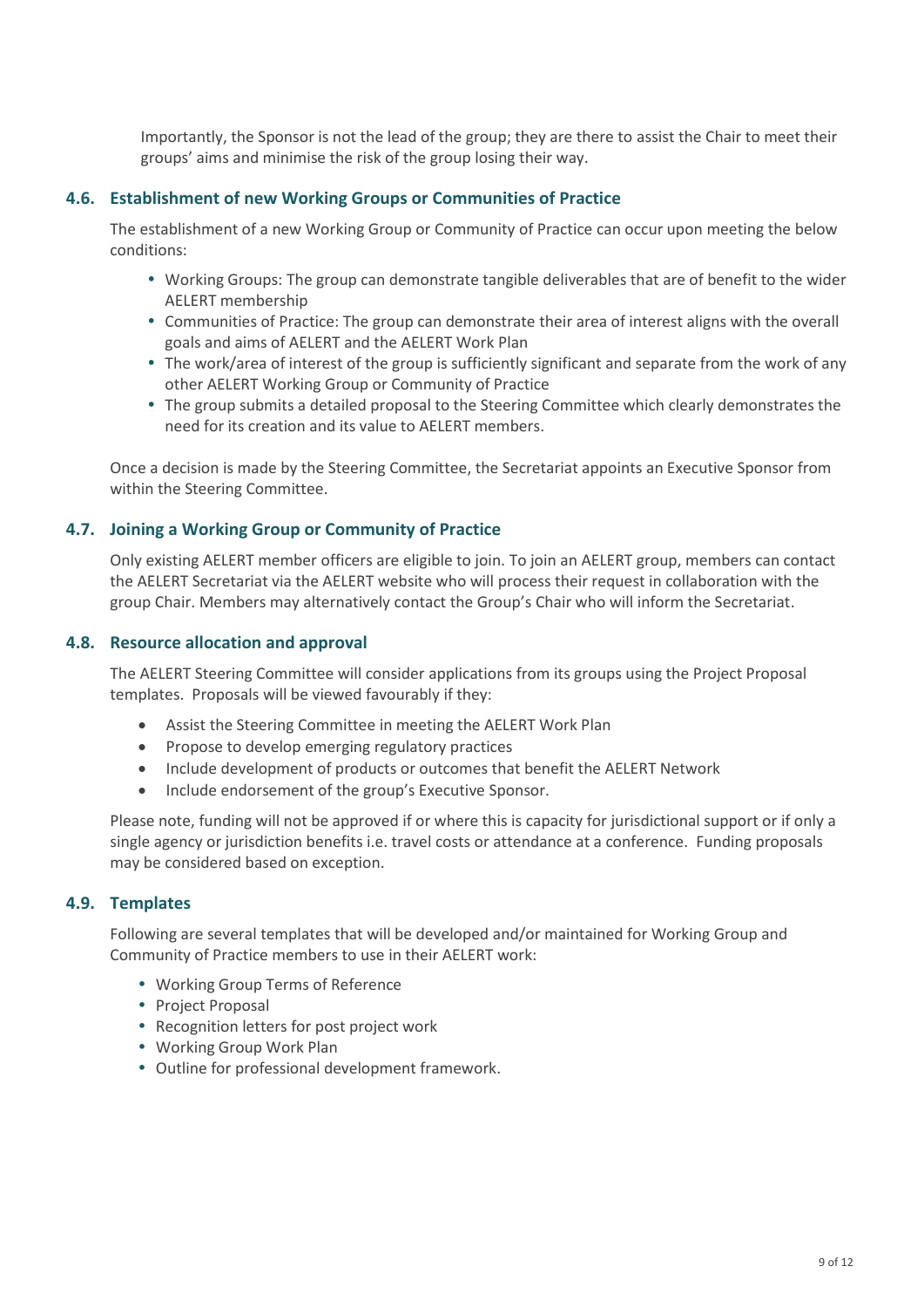Importantly, the Sponsor is not the lead of the group; they are there to assist the Chair to meet their groups' aims and minimise the risk of the group losing their way.

### 4.6. Establishment of new Working Groups or Communities of Practice

The establishment of a new Working Group or Community of Practice can occur upon meeting the below conditions:

- Working Groups: The group can demonstrate tangible deliverables that are of benefit to the wider AELERT membership
- Communities of Practice: The group can demonstrate their area of interest aligns with the overall goals and aims of AELERT and the AELERT Work Plan
- The work/area of interest of the group is sufficiently significant and separate from the work of any other AELERT Working Group or Community of Practice
- The group submits a detailed proposal to the Steering Committee which clearly demonstrates the need for its creation and its value to AELERT members.

Once a decision is made by the Steering Committee, the Secretariat appoints an Executive Sponsor from within the Steering Committee.

### 4.7. Joining a Working Group or Community of Practice

Only existing AELERT member officers are eligible to join. To join an AELERT group, members can contact the AELERT Secretariat via the AELERT website who will process their request in collaboration with the group Chair. Members may alternatively contact the Group's Chair who will inform the Secretariat.

### 4.8. Resource allocation and approval

The AELERT Steering Committee will consider applications from its groups using the Project Proposal templates. Proposals will be viewed favourably if they:

- Assist the Steering Committee in meeting the AELERT Work Plan
- Propose to develop emerging regulatory practices
- Include development of products or outcomes that benefit the AELERT Network
- Include endorsement of the group's Executive Sponsor.

Please note, funding will not be approved if or where this is capacity for jurisdictional support or if only a single agency or jurisdiction benefits i.e. travel costs or attendance at a conference. Funding proposals may be considered based on exception.

### 4.9. Templates

Following are several templates that will be developed and/or maintained for Working Group and Community of Practice members to use in their AELERT work:

- Working Group Terms of Reference
- Project Proposal
- Recognition letters for post project work
- Working Group Work Plan
- Outline for professional development framework.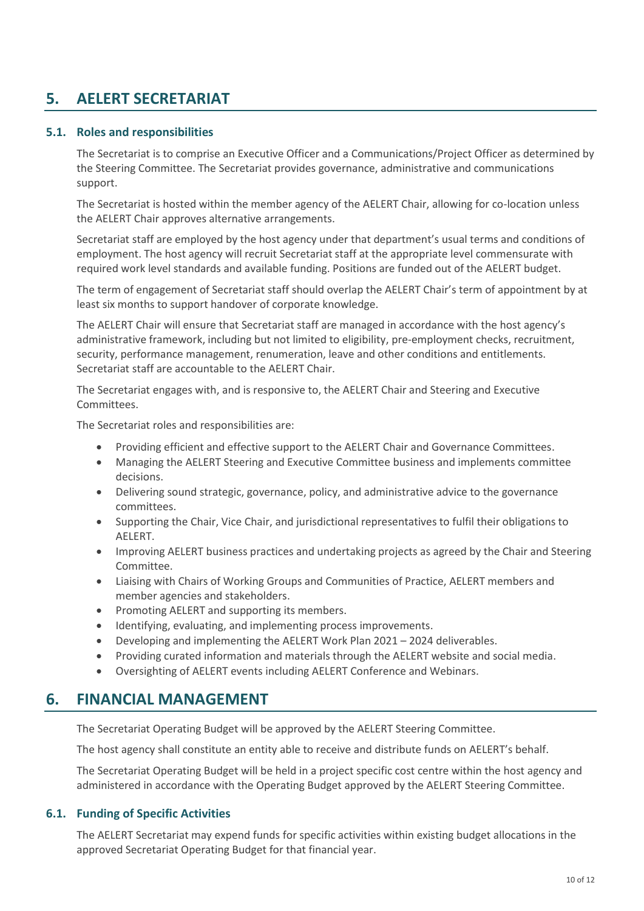# 5. AELERT SECRETARIAT

## 5.1. Roles and responsibilities

The Secretariat is to comprise an Executive Officer and a Communications/Project Officer as determined by the Steering Committee. The Secretariat provides governance, administrative and communications support.

The Secretariat is hosted within the member agency of the AELERT Chair, allowing for co-location unless the AELERT Chair approves alternative arrangements.

Secretariat staff are employed by the host agency under that department's usual terms and conditions of employment. The host agency will recruit Secretariat staff at the appropriate level commensurate with required work level standards and available funding. Positions are funded out of the AELERT budget.

The term of engagement of Secretariat staff should overlap the AELERT Chair's term of appointment by at least six months to support handover of corporate knowledge.

The AELERT Chair will ensure that Secretariat staff are managed in accordance with the host agency's administrative framework, including but not limited to eligibility, pre-employment checks, recruitment, security, performance management, renumeration, leave and other conditions and entitlements. Secretariat staff are accountable to the AELERT Chair.

The Secretariat engages with, and is responsive to, the AELERT Chair and Steering and Executive Committees.

The Secretariat roles and responsibilities are:

- Providing efficient and effective support to the AELERT Chair and Governance Committees.
- Managing the AELERT Steering and Executive Committee business and implements committee decisions.
- Delivering sound strategic, governance, policy, and administrative advice to the governance committees.
- Supporting the Chair, Vice Chair, and jurisdictional representatives to fulfil their obligations to AELERT.
- Improving AELERT business practices and undertaking projects as agreed by the Chair and Steering Committee.
- Liaising with Chairs of Working Groups and Communities of Practice, AELERT members and member agencies and stakeholders.
- Promoting AELERT and supporting its members.
- Identifying, evaluating, and implementing process improvements.
- Developing and implementing the AELERT Work Plan 2021 – 2024 deliverables.
- Providing curated information and materials through the AELERT website and social media.
- Oversighting of AELERT events including AELERT Conference and Webinars.

# 6. FINANCIAL MANAGEMENT

The Secretariat Operating Budget will be approved by the AELERT Steering Committee.

The host agency shall constitute an entity able to receive and distribute funds on AELERT's behalf.

The Secretariat Operating Budget will be held in a project specific cost centre within the host agency and administered in accordance with the Operating Budget approved by the AELERT Steering Committee.

## 6.1. Funding of Specific Activities

The AELERT Secretariat may expend funds for specific activities within existing budget allocations in the approved Secretariat Operating Budget for that financial year.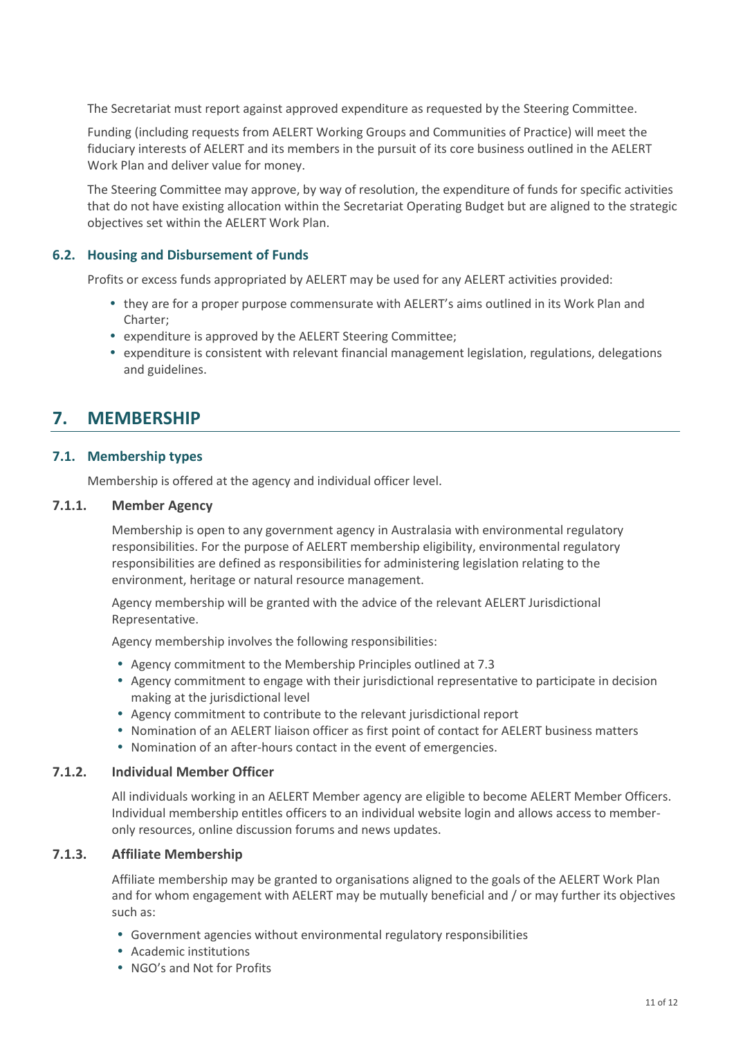The Secretariat must report against approved expenditure as requested by the Steering Committee.

Funding (including requests from AELERT Working Groups and Communities of Practice) will meet the fiduciary interests of AELERT and its members in the pursuit of its core business outlined in the AELERT Work Plan and deliver value for money.

The Steering Committee may approve, by way of resolution, the expenditure of funds for specific activities that do not have existing allocation within the Secretariat Operating Budget but are aligned to the strategic objectives set within the AELERT Work Plan.

### 6.2. Housing and Disbursement of Funds

Profits or excess funds appropriated by AELERT may be used for any AELERT activities provided:

- they are for a proper purpose commensurate with AELERT's aims outlined in its Work Plan and Charter;
- expenditure is approved by the AELERT Steering Committee;
- expenditure is consistent with relevant financial management legislation, regulations, delegations and guidelines.

## 7. MEMBERSHIP

### 7.1. Membership types

Membership is offered at the agency and individual officer level.

#### 7.1.1. Member Agency

Membership is open to any government agency in Australasia with environmental regulatory responsibilities. For the purpose of AELERT membership eligibility, environmental regulatory responsibilities are defined as responsibilities for administering legislation relating to the environment, heritage or natural resource management.

Agency membership will be granted with the advice of the relevant AELERT Jurisdictional Representative.

Agency membership involves the following responsibilities:

- Agency commitment to the Membership Principles outlined at 7.3
- Agency commitment to engage with their jurisdictional representative to participate in decision making at the jurisdictional level
- Agency commitment to contribute to the relevant jurisdictional report
- Nomination of an AELERT liaison officer as first point of contact for AELERT business matters
- Nomination of an after-hours contact in the event of emergencies.

#### 7.1.2. Individual Member Officer

All individuals working in an AELERT Member agency are eligible to become AELERT Member Officers. Individual membership entitles officers to an individual website login and allows access to member-only resources, online discussion forums and news updates.

#### 7.1.3. Affiliate Membership

Affiliate membership may be granted to organisations aligned to the goals of the AELERT Work Plan and for whom engagement with AELERT may be mutually beneficial and / or may further its objectives such as:

- Government agencies without environmental regulatory responsibilities
- Academic institutions
- NGO's and Not for Profits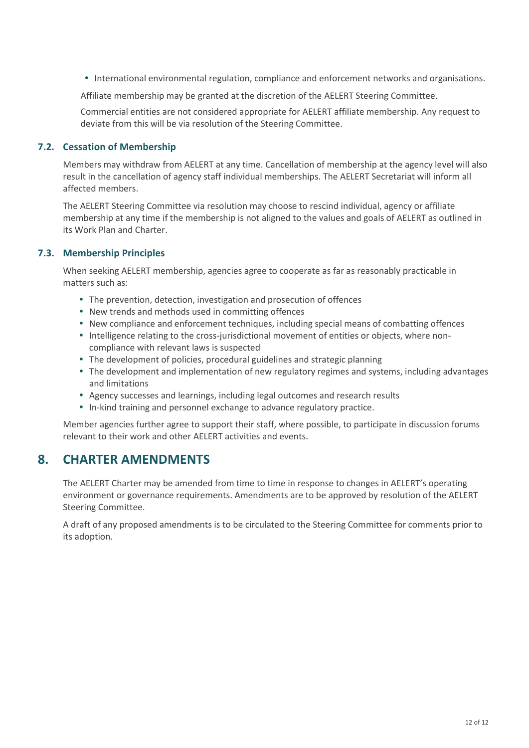- International environmental regulation, compliance and enforcement networks and organisations.

Affiliate membership may be granted at the discretion of the AELERT Steering Committee.

Commercial entities are not considered appropriate for AELERT affiliate membership. Any request to deviate from this will be via resolution of the Steering Committee.

### 7.2. Cessation of Membership

Members may withdraw from AELERT at any time. Cancellation of membership at the agency level will also result in the cancellation of agency staff individual memberships. The AELERT Secretariat will inform all affected members.

The AELERT Steering Committee via resolution may choose to rescind individual, agency or affiliate membership at any time if the membership is not aligned to the values and goals of AELERT as outlined in its Work Plan and Charter.

### 7.3. Membership Principles

When seeking AELERT membership, agencies agree to cooperate as far as reasonably practicable in matters such as:

- The prevention, detection, investigation and prosecution of offences
- New trends and methods used in committing offences
- New compliance and enforcement techniques, including special means of combatting offences
- Intelligence relating to the cross-jurisdictional movement of entities or objects, where non-compliance with relevant laws is suspected
- The development of policies, procedural guidelines and strategic planning
- The development and implementation of new regulatory regimes and systems, including advantages and limitations
- Agency successes and learnings, including legal outcomes and research results
- In-kind training and personnel exchange to advance regulatory practice.

Member agencies further agree to support their staff, where possible, to participate in discussion forums relevant to their work and other AELERT activities and events.

## 8. CHARTER AMENDMENTS

The AELERT Charter may be amended from time to time in response to changes in AELERT's operating environment or governance requirements. Amendments are to be approved by resolution of the AELERT Steering Committee.

A draft of any proposed amendments is to be circulated to the Steering Committee for comments prior to its adoption.